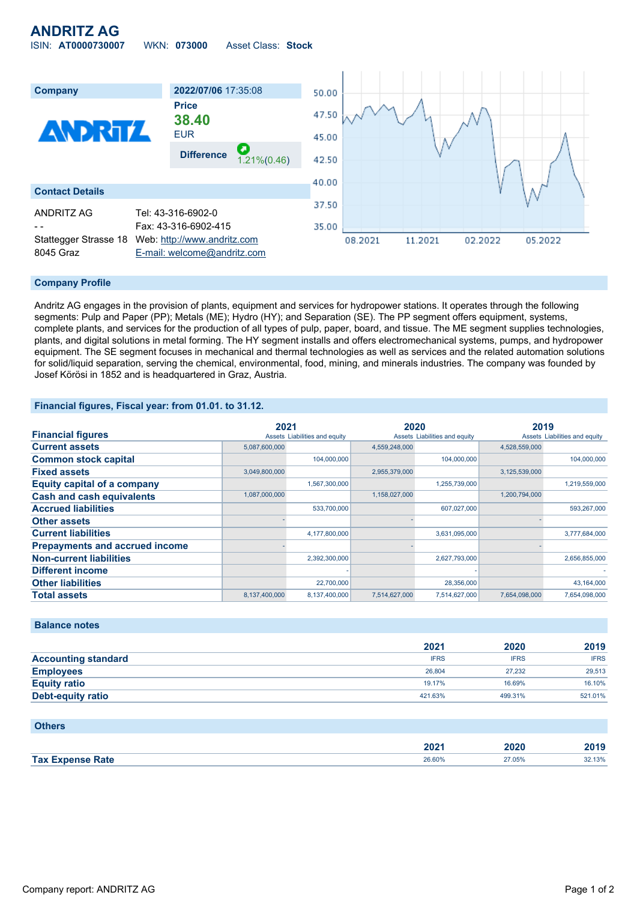# ANDRITZ AG

ISIN: **AT0000730007** WKN: **073000** Asset Class: **Stock**

| Company | 2022/07/06 17:35:08 |
|---|---|
| | **Price** |
| | **38.40** |
| | EUR |
| | **Difference** 1.21%(0.46) |

## Contact Details

| | |
|---|---|
| ANDRITZ AG | Tel: 43-316-6902-0 |
| - - | Fax: 43-316-6902-415 |
| Stattegger Strasse 18 | Web: http://www.andritz.com |
| 8045 Graz | E-mail: welcome@andritz.com |

## Company Profile

Andritz AG engages in the provision of plants, equipment and services for hydropower stations. It operates through the following segments: Pulp and Paper (PP); Metals (ME); Hydro (HY); and Separation (SE). The PP segment offers equipment, systems, complete plants, and services for the production of all types of pulp, paper, board, and tissue. The ME segment supplies technologies, plants, and digital solutions in metal forming. The HY segment installs and offers electromechanical systems, pumps, and hydropower equipment. The SE segment focuses in mechanical and thermal technologies as well as services and the related automation solutions for solid/liquid separation, serving the chemical, environmental, food, mining, and minerals industries. The company was founded by Josef Körösi in 1852 and is headquartered in Graz, Austria.

## Financial figures, Fiscal year: from 01.01. to 31.12.

| Financial figures | 2021 | | 2020 | | 2019 | |
|---|---|---|---|---|---|---|
| | Assets | Liabilities and equity | Assets | Liabilities and equity | Assets | Liabilities and equity |
| **Current assets** | 5,087,600,000 | | 4,559,248,000 | | 4,528,559,000 | |
| **Common stock capital** | | 104,000,000 | | 104,000,000 | | 104,000,000 |
| **Fixed assets** | 3,049,800,000 | | 2,955,379,000 | | 3,125,539,000 | |
| **Equity capital of a company** | | 1,567,300,000 | | 1,255,739,000 | | 1,219,559,000 |
| **Cash and cash equivalents** | 1,087,000,000 | | 1,158,027,000 | | 1,200,794,000 | |
| **Accrued liabilities** | | 533,700,000 | | 607,027,000 | | 593,267,000 |
| **Other assets** | - | | - | | - | |
| **Current liabilities** | | 4,177,800,000 | | 3,631,095,000 | | 3,777,684,000 |
| **Prepayments and accrued income** | - | | - | | - | |
| **Non-current liabilities** | | 2,392,300,000 | | 2,627,793,000 | | 2,656,855,000 |
| **Different income** | | - | | - | | - |
| **Other liabilities** | | 22,700,000 | | 28,356,000 | | 43,164,000 |
| **Total assets** | 8,137,400,000 | 8,137,400,000 | 7,514,627,000 | 7,514,627,000 | 7,654,098,000 | 7,654,098,000 |

## Balance notes

| | 2021 | 2020 | 2019 |
|---|---|---|---|
| **Accounting standard** | IFRS | IFRS | IFRS |
| **Employees** | 26,804 | 27,232 | 29,513 |
| **Equity ratio** | 19.17% | 16.69% | 16.10% |
| **Debt-equity ratio** | 421.63% | 499.31% | 521.01% |

## Others

| | 2021 | 2020 | 2019 |
|---|---|---|---|
| **Tax Expense Rate** | 26.60% | 27.05% | 32.13% |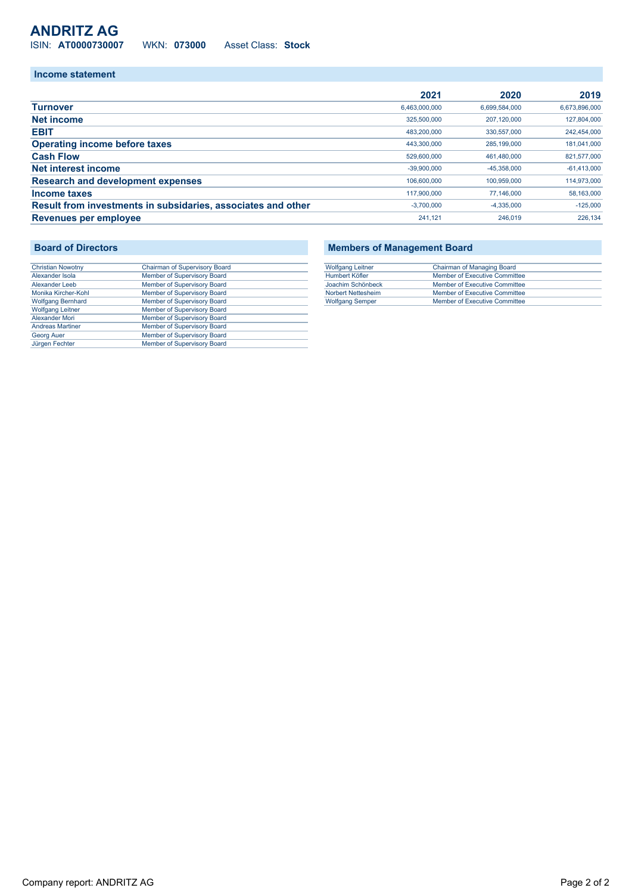# ANDRITZ AG

ISIN: **AT0000730007** WKN: **073000** Asset Class: **Stock**

## Income statement

| | 2021 | 2020 | 2019 |
|---|---|---|---|
| **Turnover** | 6,463,000,000 | 6,699,584,000 | 6,673,896,000 |
| **Net income** | 325,500,000 | 207,120,000 | 127,804,000 |
| **EBIT** | 483,200,000 | 330,557,000 | 242,454,000 |
| **Operating income before taxes** | 443,300,000 | 285,199,000 | 181,041,000 |
| **Cash Flow** | 529,600,000 | 461,480,000 | 821,577,000 |
| **Net interest income** | -39,900,000 | -45,358,000 | -61,413,000 |
| **Research and development expenses** | 106,600,000 | 100,959,000 | 114,973,000 |
| **Income taxes** | 117,900,000 | 77,146,000 | 58,163,000 |
| **Result from investments in subsidaries, associates and other** | -3,700,000 | -4,335,000 | -125,000 |
| **Revenues per employee** | 241,121 | 246,019 | 226,134 |

## Board of Directors

| | |
|---|---|
| Christian Nowotny | Chairman of Supervisory Board |
| Alexander Isola | Member of Supervisory Board |
| Alexander Leeb | Member of Supervisory Board |
| Monika Kircher-Kohl | Member of Supervisory Board |
| Wolfgang Bernhard | Member of Supervisory Board |
| Wolfgang Leitner | Member of Supervisory Board |
| Alexander Mori | Member of Supervisory Board |
| Andreas Martiner | Member of Supervisory Board |
| Georg Auer | Member of Supervisory Board |
| Jürgen Fechter | Member of Supervisory Board |

## Members of Management Board

| | |
|---|---|
| Wolfgang Leitner | Chairman of Managing Board |
| Humbert Köfler | Member of Executive Committee |
| Joachim Schönbeck | Member of Executive Committee |
| Norbert Nettesheim | Member of Executive Committee |
| Wolfgang Semper | Member of Executive Committee |